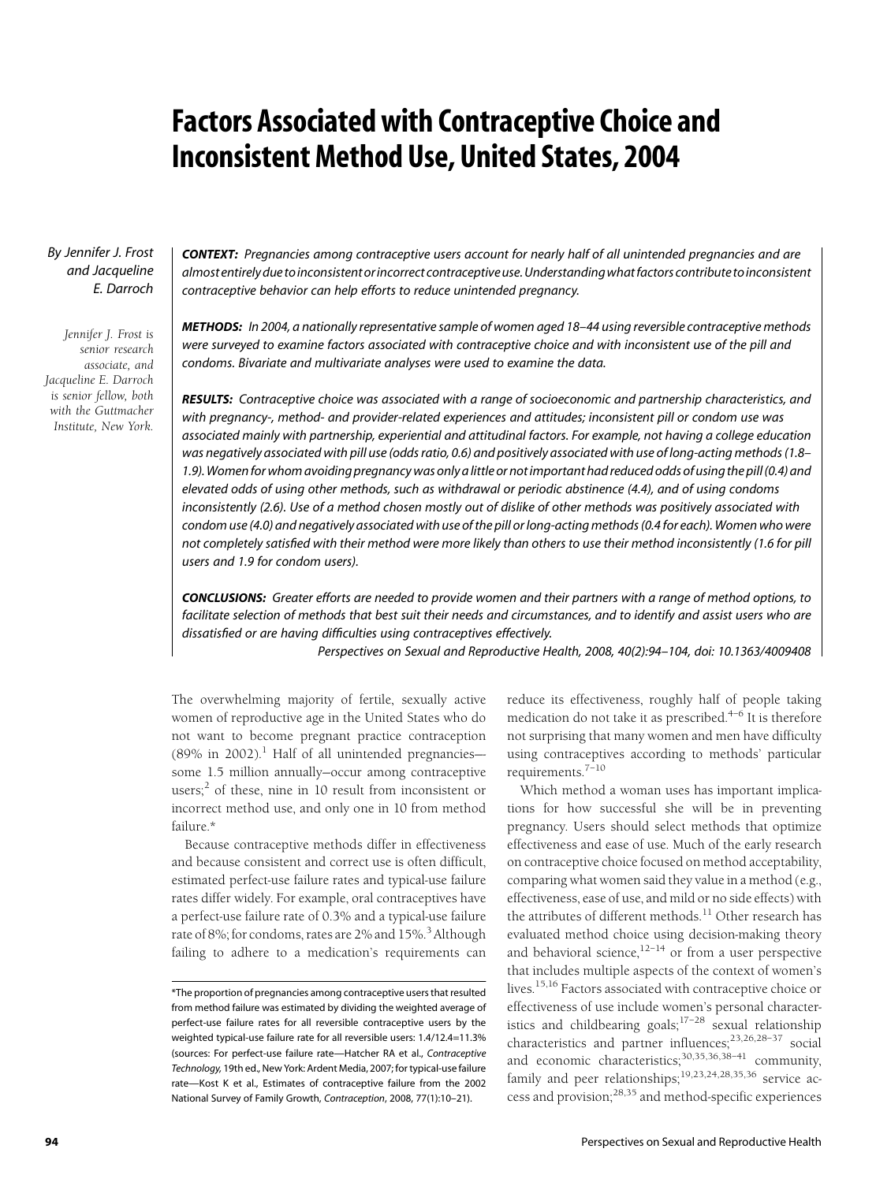# Factors Associated with Contraceptive Choice and Inconsistent Method Use, United States, 2004

*By Jennifer J. Frost and Jacqueline E. Darroch*

*Jennifer J. Frost is senior research associate, and Jacqueline E. Darroch is senior fellow, both with the Guttmacher Institute, New York.*

***CONTEXT:*** *Pregnancies among contraceptive users account for nearly half of all unintended pregnancies and are almost entirely due to inconsistent or incorrect contraceptive use. Understanding what factors contribute to inconsistent contraceptive behavior can help efforts to reduce unintended pregnancy.*

***METHODS:*** *In 2004, a nationally representative sample of women aged 18–44 using reversible contraceptive methods were surveyed to examine factors associated with contraceptive choice and with inconsistent use of the pill and condoms. Bivariate and multivariate analyses were used to examine the data.*

***RESULTS:*** *Contraceptive choice was associated with a range of socioeconomic and partnership characteristics, and with pregnancy-, method- and provider-related experiences and attitudes; inconsistent pill or condom use was associated mainly with partnership, experiential and attitudinal factors. For example, not having a college education was negatively associated with pill use (odds ratio, 0.6) and positively associated with use of long-acting methods (1.8–1.9). Women for whom avoiding pregnancy was only a little or not important had reduced odds of using the pill (0.4) and elevated odds of using other methods, such as withdrawal or periodic abstinence (4.4), and of using condoms inconsistently (2.6). Use of a method chosen mostly out of dislike of other methods was positively associated with condom use (4.0) and negatively associated with use of the pill or long-acting methods (0.4 for each). Women who were not completely satisfied with their method were more likely than others to use their method inconsistently (1.6 for pill users and 1.9 for condom users).*

***CONCLUSIONS:*** *Greater efforts are needed to provide women and their partners with a range of method options, to facilitate selection of methods that best suit their needs and circumstances, and to identify and assist users who are dissatisfied or are having difficulties using contraceptives effectively.*

*Perspectives on Sexual and Reproductive Health, 2008, 40(2):94–104, doi: 10.1363/4009408*

The overwhelming majority of fertile, sexually active women of reproductive age in the United States who do not want to become pregnant practice contraception (89% in 2002).[1] Half of all unintended pregnancies—some 1.5 million annually—occur among contraceptive users;[2] of these, nine in 10 result from inconsistent or incorrect method use, and only one in 10 from method failure.*

Because contraceptive methods differ in effectiveness and because consistent and correct use is often difficult, estimated perfect-use failure rates and typical-use failure rates differ widely. For example, oral contraceptives have a perfect-use failure rate of 0.3% and a typical-use failure rate of 8%; for condoms, rates are 2% and 15%.[3] Although failing to adhere to a medication's requirements can reduce its effectiveness, roughly half of people taking medication do not take it as prescribed.[4–6] It is therefore not surprising that many women and men have difficulty using contraceptives according to methods' particular requirements.[7–10]

Which method a woman uses has important implications for how successful she will be in preventing pregnancy. Users should select methods that optimize effectiveness and ease of use. Much of the early research on contraceptive choice focused on method acceptability, comparing what women said they value in a method (e.g., effectiveness, ease of use, and mild or no side effects) with the attributes of different methods.[11] Other research has evaluated method choice using decision-making theory and behavioral science,[12–14] or from a user perspective that includes multiple aspects of the context of women's lives.[15,16] Factors associated with contraceptive choice or effectiveness of use include women's personal characteristics and childbearing goals;[17–28] sexual relationship characteristics and partner influences;[23,26,28–37] social and economic characteristics;[30,35,36,38–41] community, family and peer relationships;[19,23,24,28,35,36] service access and provision;[28,35] and method-specific experiences

*The proportion of pregnancies among contraceptive users that resulted from method failure was estimated by dividing the weighted average of perfect-use failure rates for all reversible contraceptive users by the weighted typical-use failure rate for all reversible users: 1.4/12.4=11.3% (sources: For perfect-use failure rate—Hatcher RA et al., *Contraceptive Technology*, 19th ed., New York: Ardent Media, 2007; for typical-use failure rate—Kost K et al., Estimates of contraceptive failure from the 2002 National Survey of Family Growth, *Contraception*, 2008, 77(1):10–21).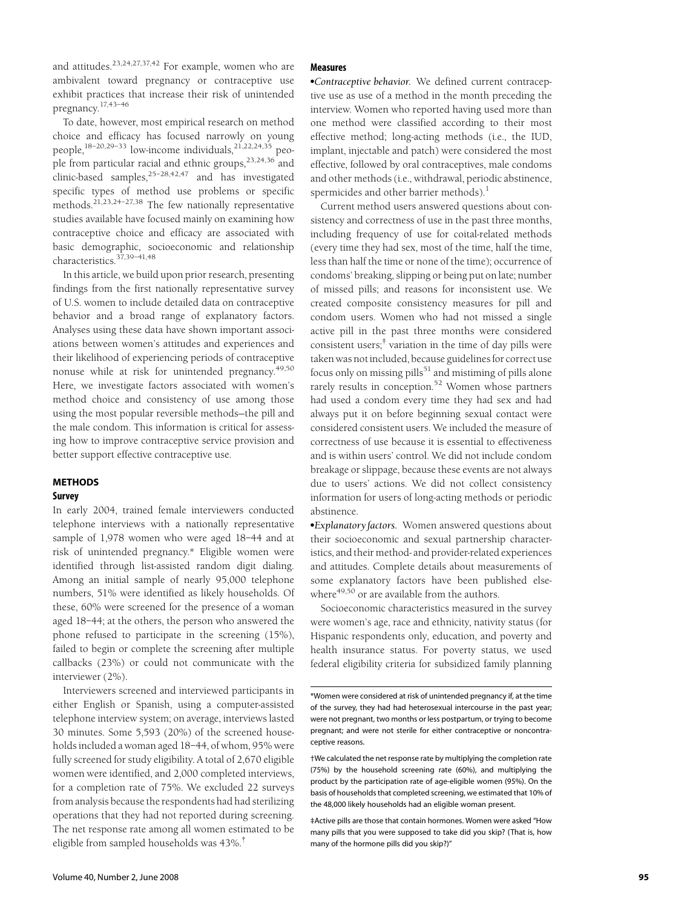and attitudes.[23,24,27,37,42] For example, women who are ambivalent toward pregnancy or contraceptive use exhibit practices that increase their risk of unintended pregnancy.[17,43–46]

To date, however, most empirical research on method choice and efficacy has focused narrowly on young people,[18–20,29–33] low-income individuals,[21,22,24,35] people from particular racial and ethnic groups,[23,24,36] and clinic-based samples,[25–28,42,47] and has investigated specific types of method use problems or specific methods.[21,23,24–27,38] The few nationally representative studies available have focused mainly on examining how contraceptive choice and efficacy are associated with basic demographic, socioeconomic and relationship characteristics.[37,39–41,48]

In this article, we build upon prior research, presenting findings from the first nationally representative survey of U.S. women to include detailed data on contraceptive behavior and a broad range of explanatory factors. Analyses using these data have shown important associations between women's attitudes and experiences and their likelihood of experiencing periods of contraceptive nonuse while at risk for unintended pregnancy.[49,50] Here, we investigate factors associated with women's method choice and consistency of use among those using the most popular reversible methods—the pill and the male condom. This information is critical for assessing how to improve contraceptive service provision and better support effective contraceptive use.

## METHODS

### Survey

In early 2004, trained female interviewers conducted telephone interviews with a nationally representative sample of 1,978 women who were aged 18–44 and at risk of unintended pregnancy.* Eligible women were identified through list-assisted random digit dialing. Among an initial sample of nearly 95,000 telephone numbers, 51% were identified as likely households. Of these, 60% were screened for the presence of a woman aged 18–44; at the others, the person who answered the phone refused to participate in the screening (15%), failed to begin or complete the screening after multiple callbacks (23%) or could not communicate with the interviewer (2%).

Interviewers screened and interviewed participants in either English or Spanish, using a computer-assisted telephone interview system; on average, interviews lasted 30 minutes. Some 5,593 (20%) of the screened households included a woman aged 18–44, of whom, 95% were fully screened for study eligibility. A total of 2,670 eligible women were identified, and 2,000 completed interviews, for a completion rate of 75%. We excluded 22 surveys from analysis because the respondents had had sterilizing operations that they had not reported during screening. The net response rate among all women estimated to be eligible from sampled households was 43%.†

### Measures

•*Contraceptive behavior.* We defined current contraceptive use as use of a method in the month preceding the interview. Women who reported having used more than one method were classified according to their most effective method; long-acting methods (i.e., the IUD, implant, injectable and patch) were considered the most effective, followed by oral contraceptives, male condoms and other methods (i.e., withdrawal, periodic abstinence, spermicides and other barrier methods).[1]

Current method users answered questions about consistency and correctness of use in the past three months, including frequency of use for coital-related methods (every time they had sex, most of the time, half the time, less than half the time or none of the time); occurrence of condoms' breaking, slipping or being put on late; number of missed pills; and reasons for inconsistent use. We created composite consistency measures for pill and condom users. Women who had not missed a single active pill in the past three months were considered consistent users;‡ variation in the time of day pills were taken was not included, because guidelines for correct use focus only on missing pills[51] and mistiming of pills alone rarely results in conception.[52] Women whose partners had used a condom every time they had sex and had always put it on before beginning sexual contact were considered consistent users. We included the measure of correctness of use because it is essential to effectiveness and is within users' control. We did not include condom breakage or slippage, because these events are not always due to users' actions. We did not collect consistency information for users of long-acting methods or periodic abstinence.

•*Explanatory factors.* Women answered questions about their socioeconomic and sexual partnership characteristics, and their method- and provider-related experiences and attitudes. Complete details about measurements of some explanatory factors have been published elsewhere[49,50] or are available from the authors.

Socioeconomic characteristics measured in the survey were women's age, race and ethnicity, nativity status (for Hispanic respondents only, education, and poverty and health insurance status. For poverty status, we used federal eligibility criteria for subsidized family planning

*Women were considered at risk of unintended pregnancy if, at the time of the survey, they had had heterosexual intercourse in the past year; were not pregnant, two months or less postpartum, or trying to become pregnant; and were not sterile for either contraceptive or noncontraceptive reasons.

†We calculated the net response rate by multiplying the completion rate (75%) by the household screening rate (60%), and multiplying the product by the participation rate of age-eligible women (95%). On the basis of households that completed screening, we estimated that 10% of the 48,000 likely households had an eligible woman present.

‡Active pills are those that contain hormones. Women were asked "How many pills that you were supposed to take did you skip? (That is, how many of the hormone pills did you skip?)"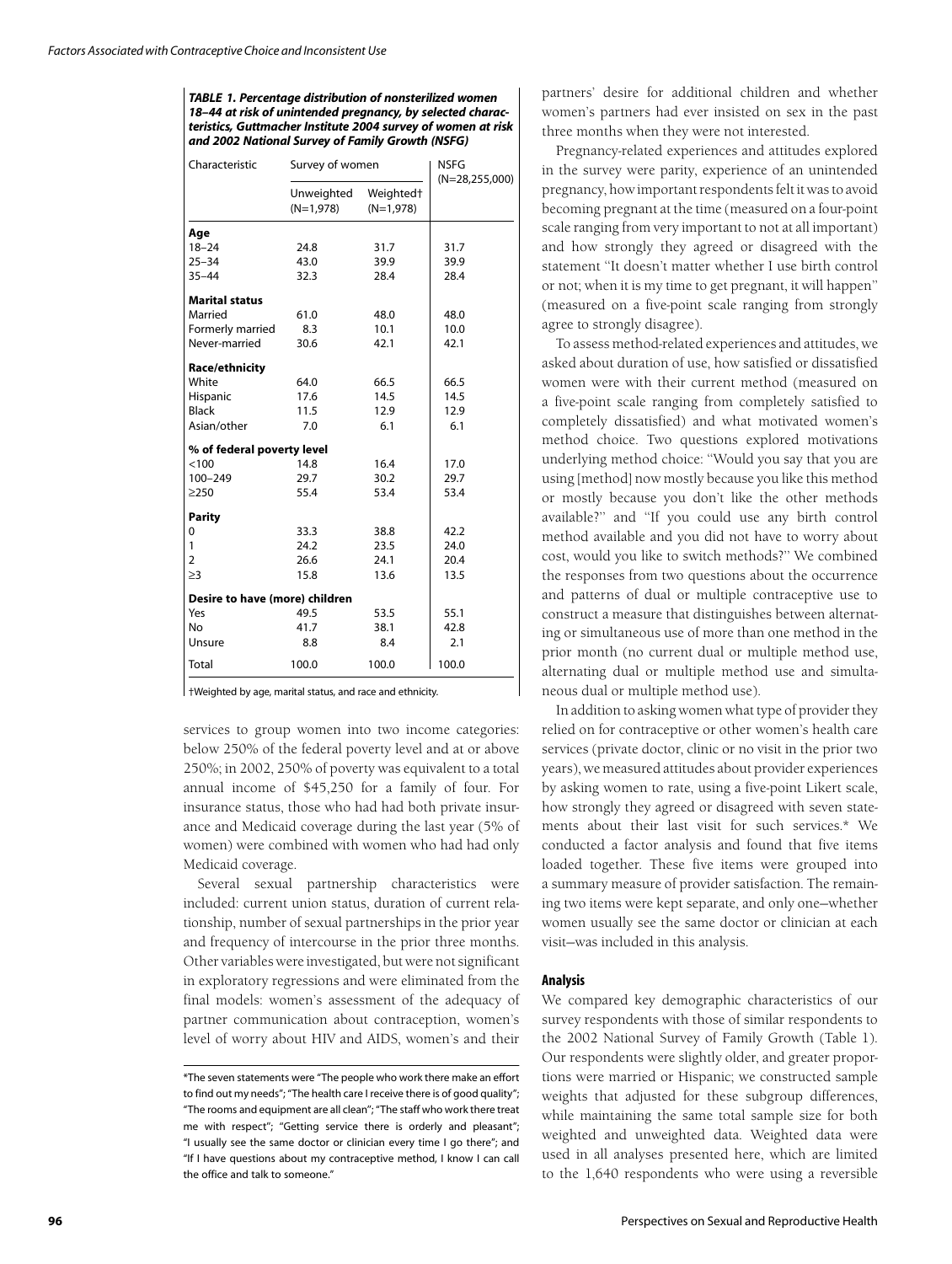**TABLE 1. Percentage distribution of nonsterilized women 18–44 at risk of unintended pregnancy, by selected characteristics, Guttmacher Institute 2004 survey of women at risk and 2002 National Survey of Family Growth (NSFG)**

| Characteristic | Survey of women | | NSFG (N=28,255,000) |
|---|---|---|---|
| | Unweighted (N=1,978) | Weighted† (N=1,978) | |
| **Age** | | | |
| 18–24 | 24.8 | 31.7 | 31.7 |
| 25–34 | 43.0 | 39.9 | 39.9 |
| 35–44 | 32.3 | 28.4 | 28.4 |
| **Marital status** | | | |
| Married | 61.0 | 48.0 | 48.0 |
| Formerly married | 8.3 | 10.1 | 10.0 |
| Never-married | 30.6 | 42.1 | 42.1 |
| **Race/ethnicity** | | | |
| White | 64.0 | 66.5 | 66.5 |
| Hispanic | 17.6 | 14.5 | 14.5 |
| Black | 11.5 | 12.9 | 12.9 |
| Asian/other | 7.0 | 6.1 | 6.1 |
| **% of federal poverty level** | | | |
| <100 | 14.8 | 16.4 | 17.0 |
| 100–249 | 29.7 | 30.2 | 29.7 |
| ≥250 | 55.4 | 53.4 | 53.4 |
| **Parity** | | | |
| 0 | 33.3 | 38.8 | 42.2 |
| 1 | 24.2 | 23.5 | 24.0 |
| 2 | 26.6 | 24.1 | 20.4 |
| ≥3 | 15.8 | 13.6 | 13.5 |
| **Desire to have (more) children** | | | |
| Yes | 49.5 | 53.5 | 55.1 |
| No | 41.7 | 38.1 | 42.8 |
| Unsure | 8.8 | 8.4 | 2.1 |
| Total | 100.0 | 100.0 | 100.0 |

†Weighted by age, marital status, and race and ethnicity.

services to group women into two income categories: below 250% of the federal poverty level and at or above 250%; in 2002, 250% of poverty was equivalent to a total annual income of $45,250 for a family of four. For insurance status, those who had had both private insurance and Medicaid coverage during the last year (5% of women) were combined with women who had had only Medicaid coverage.

Several sexual partnership characteristics were included: current union status, duration of current relationship, number of sexual partnerships in the prior year and frequency of intercourse in the prior three months. Other variables were investigated, but were not significant in exploratory regressions and were eliminated from the final models: women's assessment of the adequacy of partner communication about contraception, women's level of worry about HIV and AIDS, women's and their partners' desire for additional children and whether women's partners had ever insisted on sex in the past three months when they were not interested.

Pregnancy-related experiences and attitudes explored in the survey were parity, experience of an unintended pregnancy, how important respondents felt it was to avoid becoming pregnant at the time (measured on a four-point scale ranging from very important to not at all important) and how strongly they agreed or disagreed with the statement "It doesn't matter whether I use birth control or not; when it is my time to get pregnant, it will happen" (measured on a five-point scale ranging from strongly agree to strongly disagree).

To assess method-related experiences and attitudes, we asked about duration of use, how satisfied or dissatisfied women were with their current method (measured on a five-point scale ranging from completely satisfied to completely dissatisfied) and what motivated women's method choice. Two questions explored motivations underlying method choice: "Would you say that you are using [method] now mostly because you like this method or mostly because you don't like the other methods available?" and "If you could use any birth control method available and you did not have to worry about cost, would you like to switch methods?" We combined the responses from two questions about the occurrence and patterns of dual or multiple contraceptive use to construct a measure that distinguishes between alternating or simultaneous use of more than one method in the prior month (no current dual or multiple method use, alternating dual or multiple method use and simultaneous dual or multiple method use).

In addition to asking women what type of provider they relied on for contraceptive or other women's health care services (private doctor, clinic or no visit in the prior two years), we measured attitudes about provider experiences by asking women to rate, using a five-point Likert scale, how strongly they agreed or disagreed with seven statements about their last visit for such services.* We conducted a factor analysis and found that five items loaded together. These five items were grouped into a summary measure of provider satisfaction. The remaining two items were kept separate, and only one—whether women usually see the same doctor or clinician at each visit—was included in this analysis.

### Analysis

We compared key demographic characteristics of our survey respondents with those of similar respondents to the 2002 National Survey of Family Growth (Table 1). Our respondents were slightly older, and greater proportions were married or Hispanic; we constructed sample weights that adjusted for these subgroup differences, while maintaining the same total sample size for both weighted and unweighted data. Weighted data were used in all analyses presented here, which are limited to the 1,640 respondents who were using a reversible

*The seven statements were "The people who work there make an effort to find out my needs"; "The health care I receive there is of good quality"; "The rooms and equipment are all clean"; "The staff who work there treat me with respect"; "Getting service there is orderly and pleasant"; "I usually see the same doctor or clinician every time I go there"; and "If I have questions about my contraceptive method, I know I can call the office and talk to someone."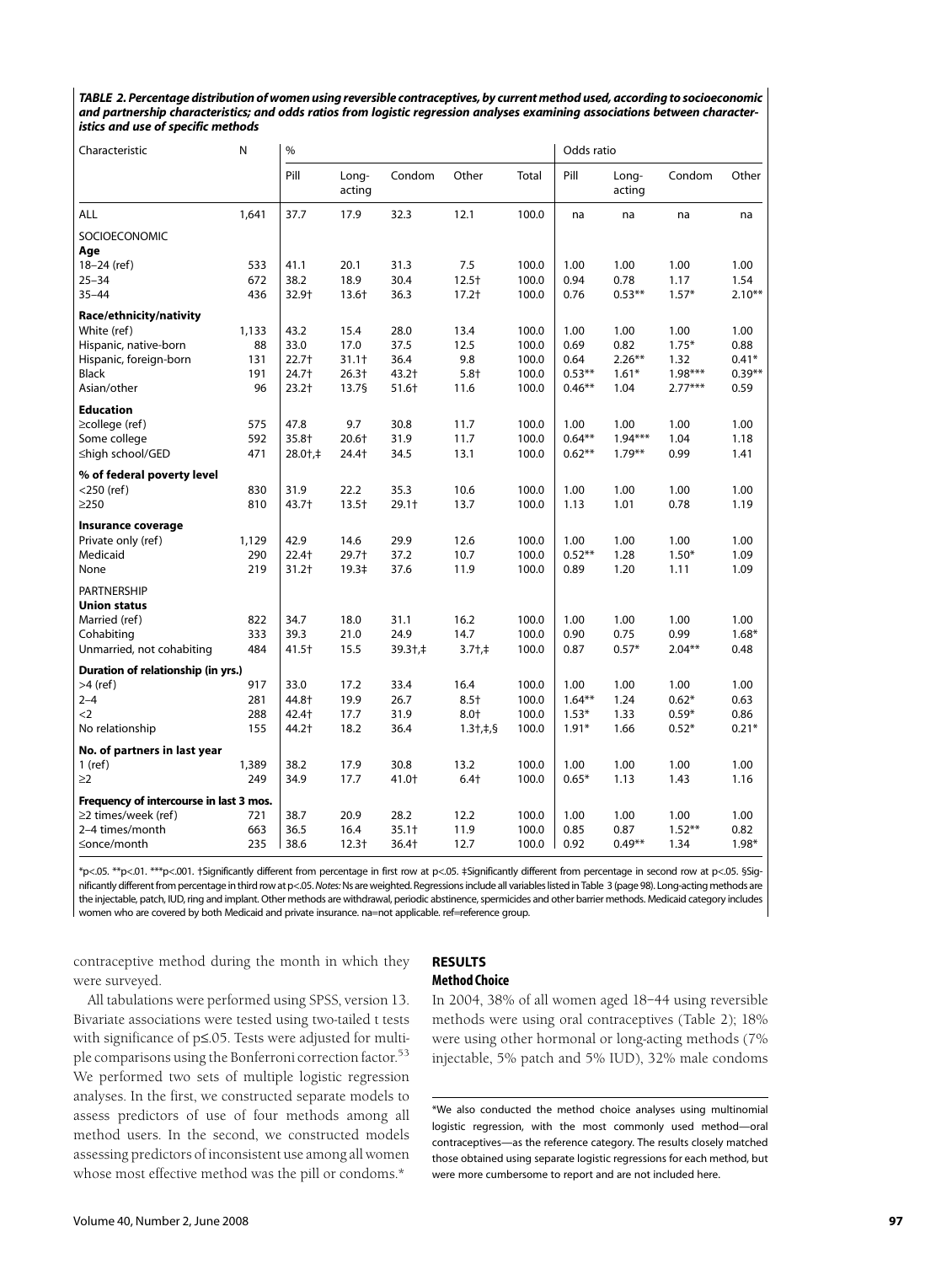**TABLE 2. Percentage distribution of women using reversible contraceptives, by current method used, according to socioeconomic and partnership characteristics; and odds ratios from logistic regression analyses examining associations between characteristics and use of specific methods**

| Characteristic | N | % | | | | | Odds ratio | | | |
|---|---|---|---|---|---|---|---|---|---|---|
| | | Pill | Long-acting | Condom | Other | Total | Pill | Long-acting | Condom | Other |
| ALL | 1,641 | 37.7 | 17.9 | 32.3 | 12.1 | 100.0 | na | na | na | na |
| SOCIOECONOMIC | | | | | | | | | | |
| **Age** | | | | | | | | | | |
| 18–24 (ref) | 533 | 41.1 | 20.1 | 31.3 | 7.5 | 100.0 | 1.00 | 1.00 | 1.00 | 1.00 |
| 25–34 | 672 | 38.2 | 18.9 | 30.4 | 12.5† | 100.0 | 0.94 | 0.78 | 1.17 | 1.54 |
| 35–44 | 436 | 32.9† | 13.6† | 36.3 | 17.2† | 100.0 | 0.76 | 0.53** | 1.57* | 2.10** |
| **Race/ethnicity/nativity** | | | | | | | | | | |
| White (ref) | 1,133 | 43.2 | 15.4 | 28.0 | 13.4 | 100.0 | 1.00 | 1.00 | 1.00 | 1.00 |
| Hispanic, native-born | 88 | 33.0 | 17.0 | 37.5 | 12.5 | 100.0 | 0.69 | 0.82 | 1.75* | 0.88 |
| Hispanic, foreign-born | 131 | 22.7† | 31.1† | 36.4 | 9.8 | 100.0 | 0.64 | 2.26** | 1.32 | 0.41* |
| Black | 191 | 24.7† | 26.3† | 43.2† | 5.8† | 100.0 | 0.53** | 1.61* | 1.98*** | 0.39** |
| Asian/other | 96 | 23.2† | 13.7§ | 51.6† | 11.6 | 100.0 | 0.46** | 1.04 | 2.77*** | 0.59 |
| **Education** | | | | | | | | | | |
| ≥college (ref) | 575 | 47.8 | 9.7 | 30.8 | 11.7 | 100.0 | 1.00 | 1.00 | 1.00 | 1.00 |
| Some college | 592 | 35.8† | 20.6† | 31.9 | 11.7 | 100.0 | 0.64** | 1.94*** | 1.04 | 1.18 |
| ≤high school/GED | 471 | 28.0†,‡ | 24.4† | 34.5 | 13.1 | 100.0 | 0.62** | 1.79** | 0.99 | 1.41 |
| **% of federal poverty level** | | | | | | | | | | |
| <250 (ref) | 830 | 31.9 | 22.2 | 35.3 | 10.6 | 100.0 | 1.00 | 1.00 | 1.00 | 1.00 |
| ≥250 | 810 | 43.7† | 13.5† | 29.1† | 13.7 | 100.0 | 1.13 | 1.01 | 0.78 | 1.19 |
| **Insurance coverage** | | | | | | | | | | |
| Private only (ref) | 1,129 | 42.9 | 14.6 | 29.9 | 12.6 | 100.0 | 1.00 | 1.00 | 1.00 | 1.00 |
| Medicaid | 290 | 22.4† | 29.7† | 37.2 | 10.7 | 100.0 | 0.52** | 1.28 | 1.50* | 1.09 |
| None | 219 | 31.2† | 19.3‡ | 37.6 | 11.9 | 100.0 | 0.89 | 1.20 | 1.11 | 1.09 |
| PARTNERSHIP | | | | | | | | | | |
| **Union status** | | | | | | | | | | |
| Married (ref) | 822 | 34.7 | 18.0 | 31.1 | 16.2 | 100.0 | 1.00 | 1.00 | 1.00 | 1.00 |
| Cohabiting | 333 | 39.3 | 21.0 | 24.9 | 14.7 | 100.0 | 0.90 | 0.75 | 0.99 | 1.68* |
| Unmarried, not cohabiting | 484 | 41.5† | 15.5 | 39.3†,‡ | 3.7†,‡ | 100.0 | 0.87 | 0.57* | 2.04** | 0.48 |
| **Duration of relationship (in yrs.)** | | | | | | | | | | |
| >4 (ref) | 917 | 33.0 | 17.2 | 33.4 | 16.4 | 100.0 | 1.00 | 1.00 | 1.00 | 1.00 |
| 2–4 | 281 | 44.8† | 19.9 | 26.7 | 8.5† | 100.0 | 1.64** | 1.24 | 0.62* | 0.63 |
| <2 | 288 | 42.4† | 17.7 | 31.9 | 8.0† | 100.0 | 1.53* | 1.33 | 0.59* | 0.86 |
| No relationship | 155 | 44.2† | 18.2 | 36.4 | 1.3†,‡,§ | 100.0 | 1.91* | 1.66 | 0.52* | 0.21* |
| **No. of partners in last year** | | | | | | | | | | |
| 1 (ref) | 1,389 | 38.2 | 17.9 | 30.8 | 13.2 | 100.0 | 1.00 | 1.00 | 1.00 | 1.00 |
| ≥2 | 249 | 34.9 | 17.7 | 41.0† | 6.4† | 100.0 | 0.65* | 1.13 | 1.43 | 1.16 |
| **Frequency of intercourse in last 3 mos.** | | | | | | | | | | |
| ≥2 times/week (ref) | 721 | 38.7 | 20.9 | 28.2 | 12.2 | 100.0 | 1.00 | 1.00 | 1.00 | 1.00 |
| 2–4 times/month | 663 | 36.5 | 16.4 | 35.1† | 11.9 | 100.0 | 0.85 | 0.87 | 1.52** | 0.82 |
| ≤once/month | 235 | 38.6 | 12.3† | 36.4† | 12.7 | 100.0 | 0.92 | 0.49** | 1.34 | 1.98* |

*p<.05. **p<.01. ***p<.001. †Significantly different from percentage in first row at p<.05. ‡Significantly different from percentage in second row at p<.05. §Significantly different from percentage in third row at p<.05. *Notes:* Ns are weighted. Regressions include all variables listed in Table 3 (page 98). Long-acting methods are the injectable, patch, IUD, ring and implant. Other methods are withdrawal, periodic abstinence, spermicides and other barrier methods. Medicaid category includes women who are covered by both Medicaid and private insurance. na=not applicable. ref=reference group.

contraceptive method during the month in which they were surveyed.

All tabulations were performed using SPSS, version 13. Bivariate associations were tested using two-tailed t tests with significance of p≤.05. Tests were adjusted for multiple comparisons using the Bonferroni correction factor.[53] We performed two sets of multiple logistic regression analyses. In the first, we constructed separate models to assess predictors of use of four methods among all method users. In the second, we constructed models assessing predictors of inconsistent use among all women whose most effective method was the pill or condoms.*

## RESULTS

### Method Choice

In 2004, 38% of all women aged 18–44 using reversible methods were using oral contraceptives (Table 2); 18% were using other hormonal or long-acting methods (7% injectable, 5% patch and 5% IUD), 32% male condoms

*We also conducted the method choice analyses using multinomial logistic regression, with the most commonly used method—oral contraceptives—as the reference category. The results closely matched those obtained using separate logistic regressions for each method, but were more cumbersome to report and are not included here.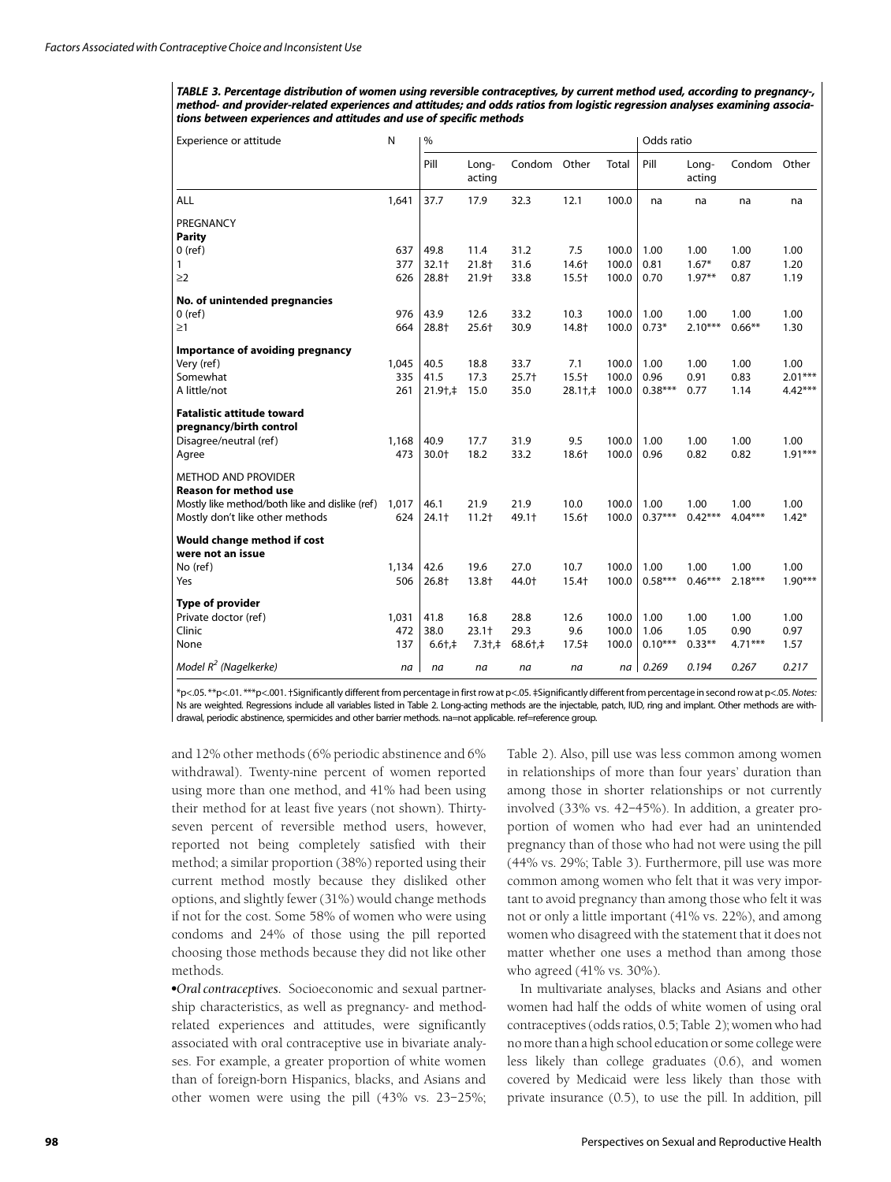**TABLE 3. Percentage distribution of women using reversible contraceptives, by current method used, according to pregnancy-, method- and provider-related experiences and attitudes; and odds ratios from logistic regression analyses examining associations between experiences and attitudes and use of specific methods**

| Experience or attitude | N | % | | | | | Odds ratio | | | |
|---|---|---|---|---|---|---|---|---|---|---|
| | | Pill | Long-acting | Condom | Other | Total | Pill | Long-acting | Condom | Other |
| ALL | 1,641 | 37.7 | 17.9 | 32.3 | 12.1 | 100.0 | na | na | na | na |
| PREGNANCY | | | | | | | | | | |
| **Parity** | | | | | | | | | | |
| 0 (ref) | 637 | 49.8 | 11.4 | 31.2 | 7.5 | 100.0 | 1.00 | 1.00 | 1.00 | 1.00 |
| 1 | 377 | 32.1† | 21.8† | 31.6 | 14.6† | 100.0 | 0.81 | 1.67* | 0.87 | 1.20 |
| ≥2 | 626 | 28.8† | 21.9† | 33.8 | 15.5† | 100.0 | 0.70 | 1.97** | 0.87 | 1.19 |
| **No. of unintended pregnancies** | | | | | | | | | | |
| 0 (ref) | 976 | 43.9 | 12.6 | 33.2 | 10.3 | 100.0 | 1.00 | 1.00 | 1.00 | 1.00 |
| ≥1 | 664 | 28.8† | 25.6† | 30.9 | 14.8† | 100.0 | 0.73* | 2.10*** | 0.66** | 1.30 |
| **Importance of avoiding pregnancy** | | | | | | | | | | |
| Very (ref) | 1,045 | 40.5 | 18.8 | 33.7 | 7.1 | 100.0 | 1.00 | 1.00 | 1.00 | 1.00 |
| Somewhat | 335 | 41.5 | 17.3 | 25.7† | 15.5† | 100.0 | 0.96 | 0.91 | 0.83 | 2.01*** |
| A little/not | 261 | 21.9†,‡ | 15.0 | 35.0 | 28.1†,‡ | 100.0 | 0.38*** | 0.77 | 1.14 | 4.42*** |
| **Fatalistic attitude toward pregnancy/birth control** | | | | | | | | | | |
| Disagree/neutral (ref) | 1,168 | 40.9 | 17.7 | 31.9 | 9.5 | 100.0 | 1.00 | 1.00 | 1.00 | 1.00 |
| Agree | 473 | 30.0† | 18.2 | 33.2 | 18.6† | 100.0 | 0.96 | 0.82 | 0.82 | 1.91*** |
| METHOD AND PROVIDER | | | | | | | | | | |
| **Reason for method use** | | | | | | | | | | |
| Mostly like method/both like and dislike (ref) | 1,017 | 46.1 | 21.9 | 21.9 | 10.0 | 100.0 | 1.00 | 1.00 | 1.00 | 1.00 |
| Mostly don't like other methods | 624 | 24.1† | 11.2† | 49.1† | 15.6† | 100.0 | 0.37*** | 0.42*** | 4.04*** | 1.42* |
| **Would change method if cost were not an issue** | | | | | | | | | | |
| No (ref) | 1,134 | 42.6 | 19.6 | 27.0 | 10.7 | 100.0 | 1.00 | 1.00 | 1.00 | 1.00 |
| Yes | 506 | 26.8† | 13.8† | 44.0† | 15.4† | 100.0 | 0.58*** | 0.46*** | 2.18*** | 1.90*** |
| **Type of provider** | | | | | | | | | | |
| Private doctor (ref) | 1,031 | 41.8 | 16.8 | 28.8 | 12.6 | 100.0 | 1.00 | 1.00 | 1.00 | 1.00 |
| Clinic | 472 | 38.0 | 23.1† | 29.3 | 9.6 | 100.0 | 1.06 | 1.05 | 0.90 | 0.97 |
| None | 137 | 6.6†,‡ | 7.3†,‡ | 68.6†,‡ | 17.5‡ | 100.0 | 0.10*** | 0.33** | 4.71*** | 1.57 |
| *Model $R^2$ (Nagelkerke)* | na | na | na | na | na | na | 0.269 | 0.194 | 0.267 | 0.217 |

*p<.05. **p<.01. ***p<.001. †Significantly different from percentage in first row at p<.05. ‡Significantly different from percentage in second row at p<.05. *Notes:* Ns are weighted. Regressions include all variables listed in Table 2. Long-acting methods are the injectable, patch, IUD, ring and implant. Other methods are withdrawal, periodic abstinence, spermicides and other barrier methods. na=not applicable. ref=reference group.

and 12% other methods (6% periodic abstinence and 6% withdrawal). Twenty-nine percent of women reported using more than one method, and 41% had been using their method for at least five years (not shown). Thirty-seven percent of reversible method users, however, reported not being completely satisfied with their method; a similar proportion (38%) reported using their current method mostly because they disliked other options, and slightly fewer (31%) would change methods if not for the cost. Some 58% of women who were using condoms and 24% of those using the pill reported choosing those methods because they did not like other methods.

•*Oral contraceptives.* Socioeconomic and sexual partnership characteristics, as well as pregnancy- and method-related experiences and attitudes, were significantly associated with oral contraceptive use in bivariate analyses. For example, a greater proportion of white women than of foreign-born Hispanics, blacks, and Asians and other women were using the pill (43% vs. 23–25%; Table 2). Also, pill use was less common among women in relationships of more than four years' duration than among those in shorter relationships or not currently involved (33% vs. 42–45%). In addition, a greater proportion of women who had ever had an unintended pregnancy than of those who had not were using the pill (44% vs. 29%; Table 3). Furthermore, pill use was more common among women who felt that it was very important to avoid pregnancy than among those who felt it was not or only a little important (41% vs. 22%), and among women who disagreed with the statement that it does not matter whether one uses a method than among those who agreed (41% vs. 30%).

In multivariate analyses, blacks and Asians and other women had half the odds of white women of using oral contraceptives (odds ratios, 0.5; Table 2); women who had no more than a high school education or some college were less likely than college graduates (0.6), and women covered by Medicaid were less likely than those with private insurance (0.5), to use the pill. In addition, pill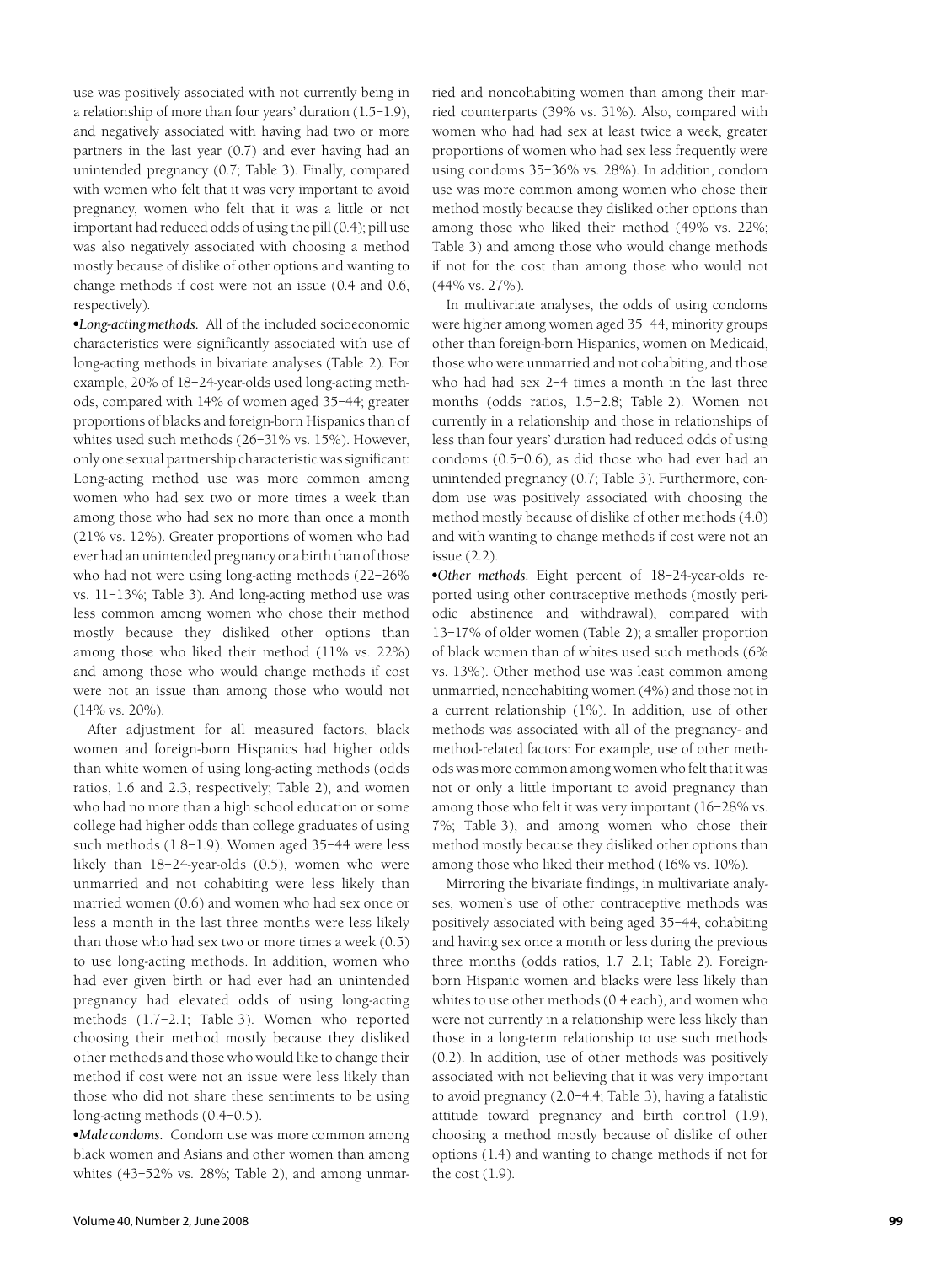use was positively associated with not currently being in a relationship of more than four years' duration (1.5–1.9), and negatively associated with having had two or more partners in the last year (0.7) and ever having had an unintended pregnancy (0.7; Table 3). Finally, compared with women who felt that it was very important to avoid pregnancy, women who felt that it was a little or not important had reduced odds of using the pill (0.4); pill use was also negatively associated with choosing a method mostly because of dislike of other options and wanting to change methods if cost were not an issue (0.4 and 0.6, respectively).

•*Long-acting methods.* All of the included socioeconomic characteristics were significantly associated with use of long-acting methods in bivariate analyses (Table 2). For example, 20% of 18–24-year-olds used long-acting methods, compared with 14% of women aged 35–44; greater proportions of blacks and foreign-born Hispanics than of whites used such methods (26–31% vs. 15%). However, only one sexual partnership characteristic was significant: Long-acting method use was more common among women who had sex two or more times a week than among those who had sex no more than once a month (21% vs. 12%). Greater proportions of women who had ever had an unintended pregnancy or a birth than of those who had not were using long-acting methods (22–26% vs. 11–13%; Table 3). And long-acting method use was less common among women who chose their method mostly because they disliked other options than among those who liked their method (11% vs. 22%) and among those who would change methods if cost were not an issue than among those who would not (14% vs. 20%).

After adjustment for all measured factors, black women and foreign-born Hispanics had higher odds than white women of using long-acting methods (odds ratios, 1.6 and 2.3, respectively; Table 2), and women who had no more than a high school education or some college had higher odds than college graduates of using such methods (1.8–1.9). Women aged 35–44 were less likely than 18–24-year-olds (0.5), women who were unmarried and not cohabiting were less likely than married women (0.6) and women who had sex once or less a month in the last three months were less likely than those who had sex two or more times a week (0.5) to use long-acting methods. In addition, women who had ever given birth or had ever had an unintended pregnancy had elevated odds of using long-acting methods (1.7–2.1; Table 3). Women who reported choosing their method mostly because they disliked other methods and those who would like to change their method if cost were not an issue were less likely than those who did not share these sentiments to be using long-acting methods (0.4–0.5).

•*Male condoms.* Condom use was more common among black women and Asians and other women than among whites (43–52% vs. 28%; Table 2), and among unmarried and noncohabiting women than among their married counterparts (39% vs. 31%). Also, compared with women who had had sex at least twice a week, greater proportions of women who had sex less frequently were using condoms 35–36% vs. 28%). In addition, condom use was more common among women who chose their method mostly because they disliked other options than among those who liked their method (49% vs. 22%; Table 3) and among those who would change methods if not for the cost than among those who would not (44% vs. 27%).

In multivariate analyses, the odds of using condoms were higher among women aged 35–44, minority groups other than foreign-born Hispanics, women on Medicaid, those who were unmarried and not cohabiting, and those who had had sex 2–4 times a month in the last three months (odds ratios, 1.5–2.8; Table 2). Women not currently in a relationship and those in relationships of less than four years' duration had reduced odds of using condoms (0.5–0.6), as did those who had ever had an unintended pregnancy (0.7; Table 3). Furthermore, condom use was positively associated with choosing the method mostly because of dislike of other methods (4.0) and with wanting to change methods if cost were not an issue (2.2).

•*Other methods.* Eight percent of 18–24-year-olds reported using other contraceptive methods (mostly periodic abstinence and withdrawal), compared with 13–17% of older women (Table 2); a smaller proportion of black women than of whites used such methods (6% vs. 13%). Other method use was least common among unmarried, noncohabiting women (4%) and those not in a current relationship (1%). In addition, use of other methods was associated with all of the pregnancy- and method-related factors: For example, use of other methods was more common among women who felt that it was not or only a little important to avoid pregnancy than among those who felt it was very important (16–28% vs. 7%; Table 3), and among women who chose their method mostly because they disliked other options than among those who liked their method (16% vs. 10%).

Mirroring the bivariate findings, in multivariate analyses, women's use of other contraceptive methods was positively associated with being aged 35–44, cohabiting and having sex once a month or less during the previous three months (odds ratios, 1.7–2.1; Table 2). Foreign-born Hispanic women and blacks were less likely than whites to use other methods (0.4 each), and women who were not currently in a relationship were less likely than those in a long-term relationship to use such methods (0.2). In addition, use of other methods was positively associated with not believing that it was very important to avoid pregnancy (2.0–4.4; Table 3), having a fatalistic attitude toward pregnancy and birth control (1.9), choosing a method mostly because of dislike of other options (1.4) and wanting to change methods if not for the cost (1.9).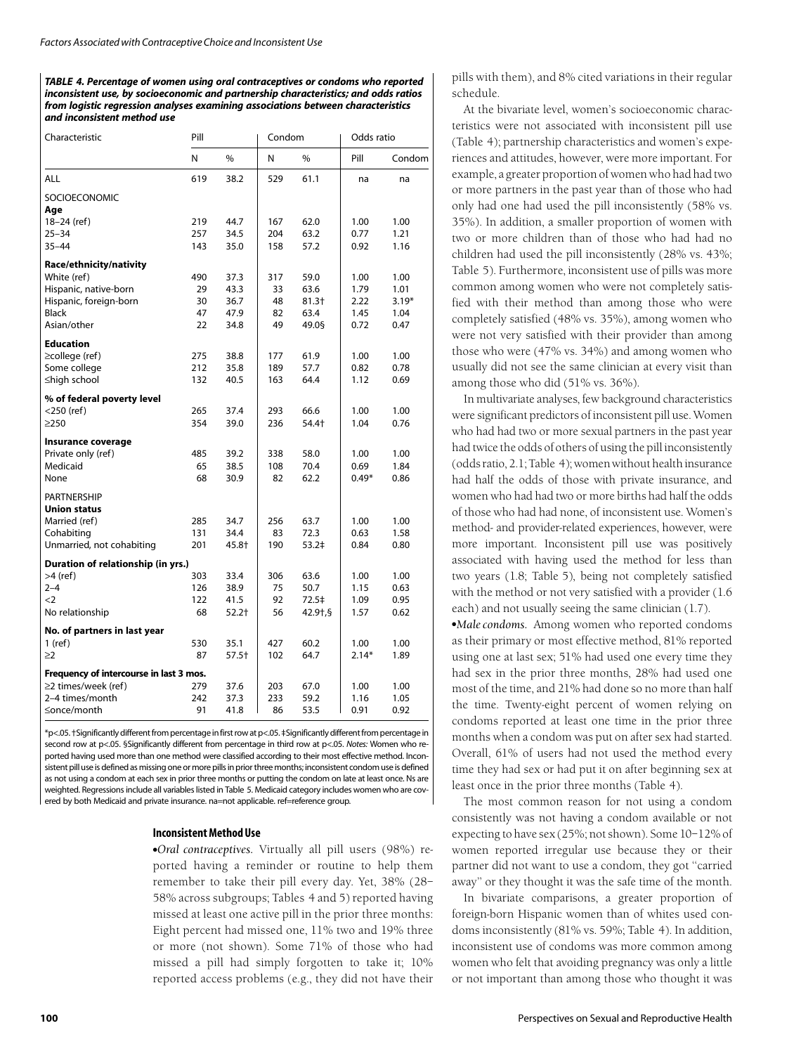**TABLE 4. Percentage of women using oral contraceptives or condoms who reported inconsistent use, by socioeconomic and partnership characteristics; and odds ratios from logistic regression analyses examining associations between characteristics and inconsistent method use**

| Characteristic | Pill | | Condom | | Odds ratio | |
|---|---|---|---|---|---|---|
| | N | % | N | % | Pill | Condom |
| ALL | 619 | 38.2 | 529 | 61.1 | na | na |
| SOCIOECONOMIC | | | | | | |
| **Age** | | | | | | |
| 18–24 (ref) | 219 | 44.7 | 167 | 62.0 | 1.00 | 1.00 |
| 25–34 | 257 | 34.5 | 204 | 63.2 | 0.77 | 1.21 |
| 35–44 | 143 | 35.0 | 158 | 57.2 | 0.92 | 1.16 |
| **Race/ethnicity/nativity** | | | | | | |
| White (ref) | 490 | 37.3 | 317 | 59.0 | 1.00 | 1.00 |
| Hispanic, native-born | 29 | 43.3 | 33 | 63.6 | 1.79 | 1.01 |
| Hispanic, foreign-born | 30 | 36.7 | 48 | 81.3† | 2.22 | 3.19* |
| Black | 47 | 47.9 | 82 | 63.4 | 1.45 | 1.04 |
| Asian/other | 22 | 34.8 | 49 | 49.0§ | 0.72 | 0.47 |
| **Education** | | | | | | |
| ≥college (ref) | 275 | 38.8 | 177 | 61.9 | 1.00 | 1.00 |
| Some college | 212 | 35.8 | 189 | 57.7 | 0.82 | 0.78 |
| ≤high school | 132 | 40.5 | 163 | 64.4 | 1.12 | 0.69 |
| **% of federal poverty level** | | | | | | |
| <250 (ref) | 265 | 37.4 | 293 | 66.6 | 1.00 | 1.00 |
| ≥250 | 354 | 39.0 | 236 | 54.4† | 1.04 | 0.76 |
| **Insurance coverage** | | | | | | |
| Private only (ref) | 485 | 39.2 | 338 | 58.0 | 1.00 | 1.00 |
| Medicaid | 65 | 38.5 | 108 | 70.4 | 0.69 | 1.84 |
| None | 68 | 30.9 | 82 | 62.2 | 0.49* | 0.86 |
| PARTNERSHIP | | | | | | |
| **Union status** | | | | | | |
| Married (ref) | 285 | 34.7 | 256 | 63.7 | 1.00 | 1.00 |
| Cohabiting | 131 | 34.4 | 83 | 72.3 | 0.63 | 1.58 |
| Unmarried, not cohabiting | 201 | 45.8† | 190 | 53.2‡ | 0.84 | 0.80 |
| **Duration of relationship (in yrs.)** | | | | | | |
| >4 (ref) | 303 | 33.4 | 306 | 63.6 | 1.00 | 1.00 |
| 2–4 | 126 | 38.9 | 75 | 50.7 | 1.15 | 0.63 |
| <2 | 122 | 41.5 | 92 | 72.5‡ | 1.09 | 0.95 |
| No relationship | 68 | 52.2† | 56 | 42.9†,§ | 1.57 | 0.62 |
| **No. of partners in last year** | | | | | | |
| 1 (ref) | 530 | 35.1 | 427 | 60.2 | 1.00 | 1.00 |
| ≥2 | 87 | 57.5† | 102 | 64.7 | 2.14* | 1.89 |
| **Frequency of intercourse in last 3 mos.** | | | | | | |
| ≥2 times/week (ref) | 279 | 37.6 | 203 | 67.0 | 1.00 | 1.00 |
| 2–4 times/month | 242 | 37.3 | 233 | 59.2 | 1.16 | 1.05 |
| ≤once/month | 91 | 41.8 | 86 | 53.5 | 0.91 | 0.92 |

*p<.05. †Significantly different from percentage in first row at p<.05. ‡Significantly different from percentage in second row at p<.05. §Significantly different from percentage in third row at p<.05. *Notes:* Women who reported having used more than one method were classified according to their most effective method. Inconsistent pill use is defined as missing one or more pills in prior three months; inconsistent condom use is defined as not using a condom at each sex in prior three months or putting the condom on late at least once. Ns are weighted. Regressions include all variables listed in Table 5. Medicaid category includes women who are covered by both Medicaid and private insurance. na=not applicable. ref=reference group.

## Inconsistent Method Use

•*Oral contraceptives.* Virtually all pill users (98%) reported having a reminder or routine to help them remember to take their pill every day. Yet, 38% (28–58% across subgroups; Tables 4 and 5) reported having missed at least one active pill in the prior three months: Eight percent had missed one, 11% two and 19% three or more (not shown). Some 71% of those who had missed a pill had simply forgotten to take it; 10% reported access problems (e.g., they did not have their pills with them), and 8% cited variations in their regular schedule.

At the bivariate level, women's socioeconomic characteristics were not associated with inconsistent pill use (Table 4); partnership characteristics and women's experiences and attitudes, however, were more important. For example, a greater proportion of women who had had two or more partners in the past year than of those who had only had one had used the pill inconsistently (58% vs. 35%). In addition, a smaller proportion of women with two or more children than of those who had had no children had used the pill inconsistently (28% vs. 43%; Table 5). Furthermore, inconsistent use of pills was more common among women who were not completely satisfied with their method than among those who were completely satisfied (48% vs. 35%), among women who were not very satisfied with their provider than among those who were (47% vs. 34%) and among women who usually did not see the same clinician at every visit than among those who did (51% vs. 36%).

In multivariate analyses, few background characteristics were significant predictors of inconsistent pill use. Women who had had two or more sexual partners in the past year had twice the odds of others of using the pill inconsistently (odds ratio, 2.1; Table 4); women without health insurance had half the odds of those with private insurance, and women who had had two or more births had half the odds of those who had had none, of inconsistent use. Women's method- and provider-related experiences, however, were more important. Inconsistent pill use was positively associated with having used the method for less than two years (1.8; Table 5), being not completely satisfied with the method or not very satisfied with a provider (1.6 each) and not usually seeing the same clinician (1.7).

•*Male condoms.* Among women who reported condoms as their primary or most effective method, 81% reported using one at last sex; 51% had used one every time they had sex in the prior three months, 28% had used one most of the time, and 21% had done so no more than half the time. Twenty-eight percent of women relying on condoms reported at least one time in the prior three months when a condom was put on after sex had started. Overall, 61% of users had not used the method every time they had sex or had put it on after beginning sex at least once in the prior three months (Table 4).

The most common reason for not using a condom consistently was not having a condom available or not expecting to have sex (25%; not shown). Some 10–12% of women reported irregular use because they or their partner did not want to use a condom, they got "carried away" or they thought it was the safe time of the month.

In bivariate comparisons, a greater proportion of foreign-born Hispanic women than of whites used condoms inconsistently (81% vs. 59%; Table 4). In addition, inconsistent use of condoms was more common among women who felt that avoiding pregnancy was only a little or not important than among those who thought it was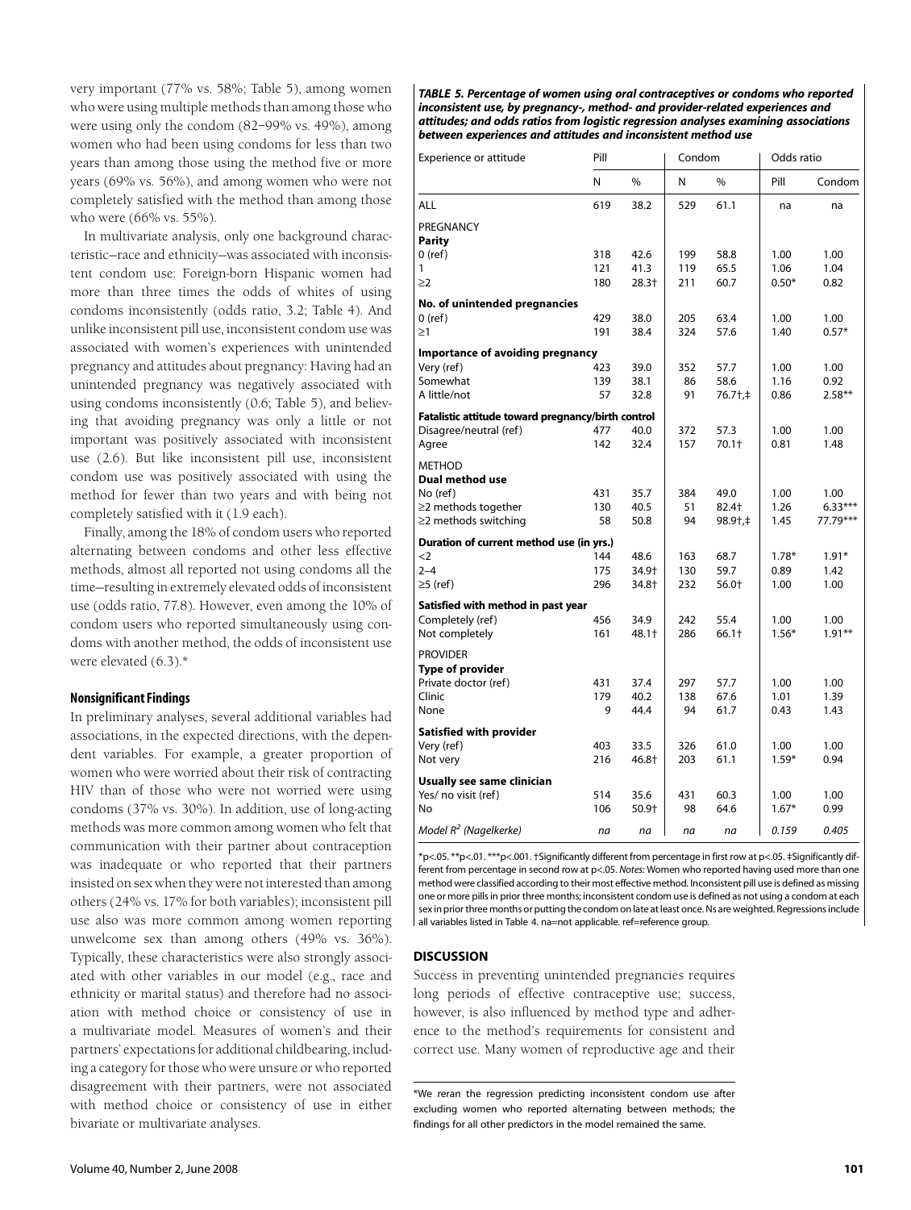very important (77% vs. 58%; Table 5), among women who were using multiple methods than among those who were using only the condom (82–99% vs. 49%), among women who had been using condoms for less than two years than among those using the method five or more years (69% vs. 56%), and among women who were not completely satisfied with the method than among those who were (66% vs. 55%).

In multivariate analysis, only one background characteristic—race and ethnicity—was associated with inconsistent condom use: Foreign-born Hispanic women had more than three times the odds of whites of using condoms inconsistently (odds ratio, 3.2; Table 4). And unlike inconsistent pill use, inconsistent condom use was associated with women's experiences with unintended pregnancy and attitudes about pregnancy: Having had an unintended pregnancy was negatively associated with using condoms inconsistently (0.6; Table 5), and believing that avoiding pregnancy was only a little or not important was positively associated with inconsistent use (2.6). But like inconsistent pill use, inconsistent condom use was positively associated with using the method for fewer than two years and with being not completely satisfied with it (1.9 each).

Finally, among the 18% of condom users who reported alternating between condoms and other less effective methods, almost all reported not using condoms all the time—resulting in extremely elevated odds of inconsistent use (odds ratio, 77.8). However, even among the 10% of condom users who reported simultaneously using condoms with another method, the odds of inconsistent use were elevated (6.3).*

### Nonsignificant Findings

In preliminary analyses, several additional variables had associations, in the expected directions, with the dependent variables. For example, a greater proportion of women who were worried about their risk of contracting HIV than of those who were not worried were using condoms (37% vs. 30%). In addition, use of long-acting methods was more common among women who felt that communication with their partner about contraception was inadequate or who reported that their partners insisted on sex when they were not interested than among others (24% vs. 17% for both variables); inconsistent pill use also was more common among women reporting unwelcome sex than among others (49% vs. 36%). Typically, these characteristics were also strongly associated with other variables in our model (e.g., race and ethnicity or marital status) and therefore had no association with method choice or consistency of use in a multivariate model. Measures of women's and their partners' expectations for additional childbearing, including a category for those who were unsure or who reported disagreement with their partners, were not associated with method choice or consistency of use in either bivariate or multivariate analyses.

***TABLE 5. Percentage of women using oral contraceptives or condoms who reported inconsistent use, by pregnancy-, method- and provider-related experiences and attitudes; and odds ratios from logistic regression analyses examining associations between experiences and attitudes and inconsistent method use***

| Experience or attitude | Pill | | Condom | | Odds ratio | |
|---|---|---|---|---|---|---|
| | N | % | N | % | Pill | Condom |
| ALL | 619 | 38.2 | 529 | 61.1 | na | na |
| **PREGNANCY** | | | | | | |
| **Parity** | | | | | | |
| 0 (ref) | 318 | 42.6 | 199 | 58.8 | 1.00 | 1.00 |
| 1 | 121 | 41.3 | 119 | 65.5 | 1.06 | 1.04 |
| ≥2 | 180 | 28.3† | 211 | 60.7 | 0.50* | 0.82 |
| **No. of unintended pregnancies** | | | | | | |
| 0 (ref) | 429 | 38.0 | 205 | 63.4 | 1.00 | 1.00 |
| ≥1 | 191 | 38.4 | 324 | 57.6 | 1.40 | 0.57* |
| **Importance of avoiding pregnancy** | | | | | | |
| Very (ref) | 423 | 39.0 | 352 | 57.7 | 1.00 | 1.00 |
| Somewhat | 139 | 38.1 | 86 | 58.6 | 1.16 | 0.92 |
| A little/not | 57 | 32.8 | 91 | 76.7†,‡ | 0.86 | 2.58** |
| **Fatalistic attitude toward pregnancy/birth control** | | | | | | |
| Disagree/neutral (ref) | 477 | 40.0 | 372 | 57.3 | 1.00 | 1.00 |
| Agree | 142 | 32.4 | 157 | 70.1† | 0.81 | 1.48 |
| **METHOD** | | | | | | |
| **Dual method use** | | | | | | |
| No (ref) | 431 | 35.7 | 384 | 49.0 | 1.00 | 1.00 |
| ≥2 methods together | 130 | 40.5 | 51 | 82.4† | 1.26 | 6.33*** |
| ≥2 methods switching | 58 | 50.8 | 94 | 98.9†,‡ | 1.45 | 77.79*** |
| **Duration of current method use (in yrs.)** | | | | | | |
| <2 | 144 | 48.6 | 163 | 68.7 | 1.78* | 1.91* |
| 2–4 | 175 | 34.9† | 130 | 59.7 | 0.89 | 1.42 |
| ≥5 (ref) | 296 | 34.8† | 232 | 56.0† | 1.00 | 1.00 |
| **Satisfied with method in past year** | | | | | | |
| Completely (ref) | 456 | 34.9 | 242 | 55.4 | 1.00 | 1.00 |
| Not completely | 161 | 48.1† | 286 | 66.1† | 1.56* | 1.91** |
| **PROVIDER** | | | | | | |
| **Type of provider** | | | | | | |
| Private doctor (ref) | 431 | 37.4 | 297 | 57.7 | 1.00 | 1.00 |
| Clinic | 179 | 40.2 | 138 | 67.6 | 1.01 | 1.39 |
| None | 9 | 44.4 | 94 | 61.7 | 0.43 | 1.43 |
| **Satisfied with provider** | | | | | | |
| Very (ref) | 403 | 33.5 | 326 | 61.0 | 1.00 | 1.00 |
| Not very | 216 | 46.8† | 203 | 61.1 | 1.59* | 0.94 |
| **Usually see same clinician** | | | | | | |
| Yes/ no visit (ref) | 514 | 35.6 | 431 | 60.3 | 1.00 | 1.00 |
| No | 106 | 50.9† | 98 | 64.6 | 1.67* | 0.99 |
| *Model $R^2$ (Nagelkerke)* | *na* | *na* | *na* | *na* | *0.159* | *0.405* |

*p<.05. **p<.01. ***p<.001. †Significantly different from percentage in first row at p<.05. ‡Significantly different from percentage in second row at p<.05. *Notes:* Women who reported having used more than one method were classified according to their most effective method. Inconsistent pill use is defined as missing one or more pills in prior three months; inconsistent condom use is defined as not using a condom at each sex in prior three months or putting the condom on late at least once. Ns are weighted. Regressions include all variables listed in Table 4. na=not applicable. ref=reference group.

## DISCUSSION

Success in preventing unintended pregnancies requires long periods of effective contraceptive use; success, however, is also influenced by method type and adherence to the method's requirements for consistent and correct use. Many women of reproductive age and their

*We reran the regression predicting inconsistent condom use after excluding women who reported alternating between methods; the findings for all other predictors in the model remained the same.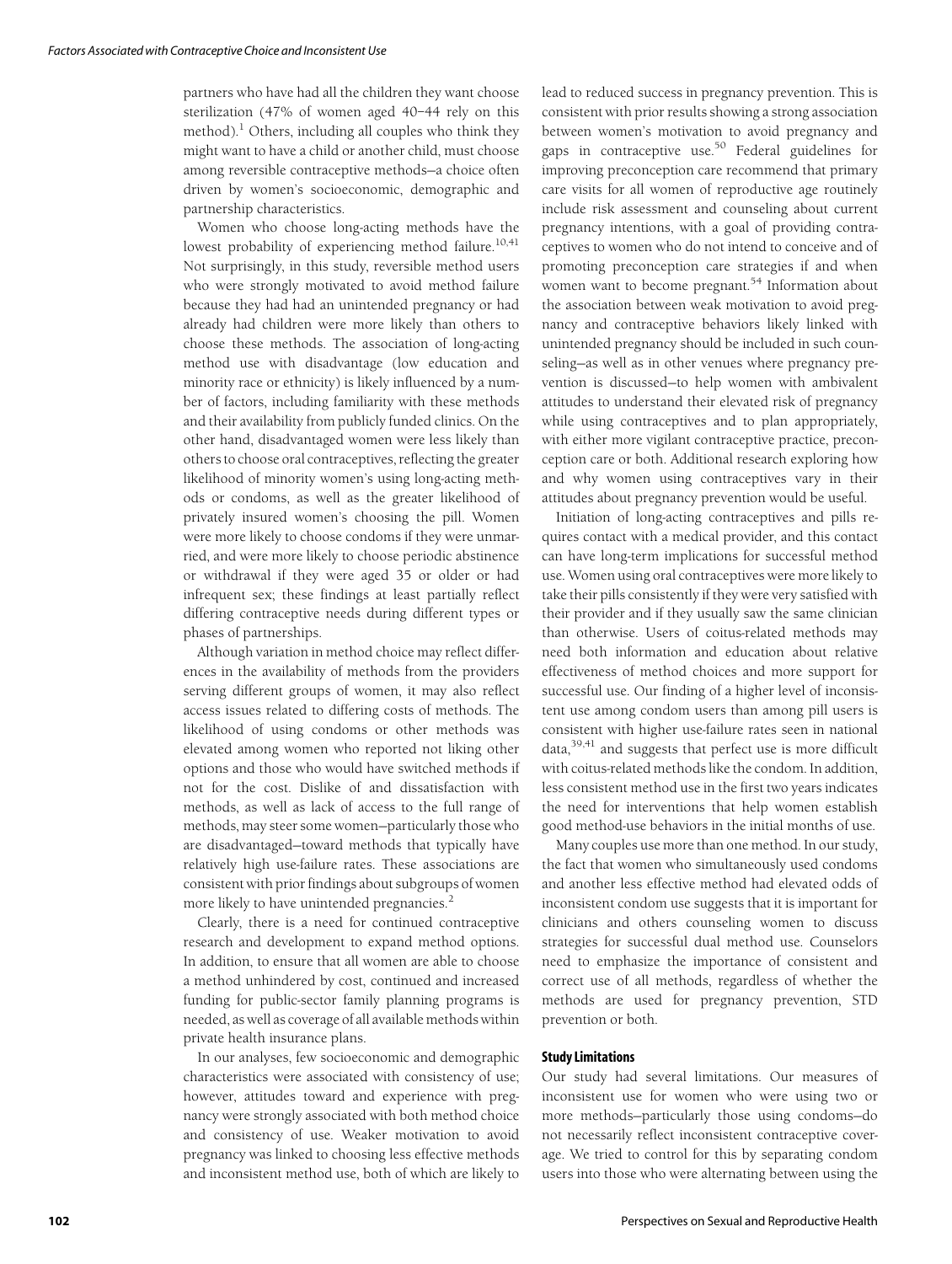partners who have had all the children they want choose sterilization (47% of women aged 40–44 rely on this method).[1] Others, including all couples who think they might want to have a child or another child, must choose among reversible contraceptive methods—a choice often driven by women's socioeconomic, demographic and partnership characteristics.

Women who choose long-acting methods have the lowest probability of experiencing method failure.[10,41] Not surprisingly, in this study, reversible method users who were strongly motivated to avoid method failure because they had had an unintended pregnancy or had already had children were more likely than others to choose these methods. The association of long-acting method use with disadvantage (low education and minority race or ethnicity) is likely influenced by a number of factors, including familiarity with these methods and their availability from publicly funded clinics. On the other hand, disadvantaged women were less likely than others to choose oral contraceptives, reflecting the greater likelihood of minority women's using long-acting methods or condoms, as well as the greater likelihood of privately insured women's choosing the pill. Women were more likely to choose condoms if they were unmarried, and were more likely to choose periodic abstinence or withdrawal if they were aged 35 or older or had infrequent sex; these findings at least partially reflect differing contraceptive needs during different types or phases of partnerships.

Although variation in method choice may reflect differences in the availability of methods from the providers serving different groups of women, it may also reflect access issues related to differing costs of methods. The likelihood of using condoms or other methods was elevated among women who reported not liking other options and those who would have switched methods if not for the cost. Dislike of and dissatisfaction with methods, as well as lack of access to the full range of methods, may steer some women—particularly those who are disadvantaged—toward methods that typically have relatively high use-failure rates. These associations are consistent with prior findings about subgroups of women more likely to have unintended pregnancies.[2]

Clearly, there is a need for continued contraceptive research and development to expand method options. In addition, to ensure that all women are able to choose a method unhindered by cost, continued and increased funding for public-sector family planning programs is needed, as well as coverage of all available methods within private health insurance plans.

In our analyses, few socioeconomic and demographic characteristics were associated with consistency of use; however, attitudes toward and experience with pregnancy were strongly associated with both method choice and consistency of use. Weaker motivation to avoid pregnancy was linked to choosing less effective methods and inconsistent method use, both of which are likely to lead to reduced success in pregnancy prevention. This is consistent with prior results showing a strong association between women's motivation to avoid pregnancy and gaps in contraceptive use.[50] Federal guidelines for improving preconception care recommend that primary care visits for all women of reproductive age routinely include risk assessment and counseling about current pregnancy intentions, with a goal of providing contraceptives to women who do not intend to conceive and of promoting preconception care strategies if and when women want to become pregnant.[54] Information about the association between weak motivation to avoid pregnancy and contraceptive behaviors likely linked with unintended pregnancy should be included in such counseling—as well as in other venues where pregnancy prevention is discussed—to help women with ambivalent attitudes to understand their elevated risk of pregnancy while using contraceptives and to plan appropriately, with either more vigilant contraceptive practice, preconception care or both. Additional research exploring how and why women using contraceptives vary in their attitudes about pregnancy prevention would be useful.

Initiation of long-acting contraceptives and pills requires contact with a medical provider, and this contact can have long-term implications for successful method use. Women using oral contraceptives were more likely to take their pills consistently if they were very satisfied with their provider and if they usually saw the same clinician than otherwise. Users of coitus-related methods may need both information and education about relative effectiveness of method choices and more support for successful use. Our finding of a higher level of inconsistent use among condom users than among pill users is consistent with higher use-failure rates seen in national data,[39,41] and suggests that perfect use is more difficult with coitus-related methods like the condom. In addition, less consistent method use in the first two years indicates the need for interventions that help women establish good method-use behaviors in the initial months of use.

Many couples use more than one method. In our study, the fact that women who simultaneously used condoms and another less effective method had elevated odds of inconsistent condom use suggests that it is important for clinicians and others counseling women to discuss strategies for successful dual method use. Counselors need to emphasize the importance of consistent and correct use of all methods, regardless of whether the methods are used for pregnancy prevention, STD prevention or both.

### Study Limitations

Our study had several limitations. Our measures of inconsistent use for women who were using two or more methods—particularly those using condoms—do not necessarily reflect inconsistent contraceptive coverage. We tried to control for this by separating condom users into those who were alternating between using the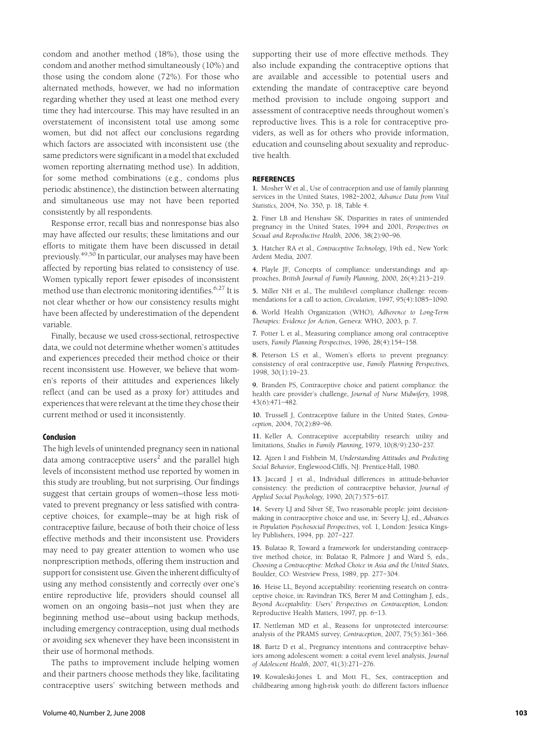condom and another method (18%), those using the condom and another method simultaneously (10%) and those using the condom alone (72%). For those who alternated methods, however, we had no information regarding whether they used at least one method every time they had intercourse. This may have resulted in an overstatement of inconsistent total use among some women, but did not affect our conclusions regarding which factors are associated with inconsistent use (the same predictors were significant in a model that excluded women reporting alternating method use). In addition, for some method combinations (e.g., condoms plus periodic abstinence), the distinction between alternating and simultaneous use may not have been reported consistently by all respondents.

Response error, recall bias and nonresponse bias also may have affected our results; these limitations and our efforts to mitigate them have been discussed in detail previously.[49,50] In particular, our analyses may have been affected by reporting bias related to consistency of use. Women typically report fewer episodes of inconsistent method use than electronic monitoring identifies.[6,27] It is not clear whether or how our consistency results might have been affected by underestimation of the dependent variable.

Finally, because we used cross-sectional, retrospective data, we could not determine whether women's attitudes and experiences preceded their method choice or their recent inconsistent use. However, we believe that women's reports of their attitudes and experiences likely reflect (and can be used as a proxy for) attitudes and experiences that were relevant at the time they chose their current method or used it inconsistently.

## Conclusion

The high levels of unintended pregnancy seen in national data among contraceptive users[2] and the parallel high levels of inconsistent method use reported by women in this study are troubling, but not surprising. Our findings suggest that certain groups of women—those less motivated to prevent pregnancy or less satisfied with contraceptive choices, for example—may be at high risk of contraceptive failure, because of both their choice of less effective methods and their inconsistent use. Providers may need to pay greater attention to women who use nonprescription methods, offering them instruction and support for consistent use. Given the inherent difficulty of using any method consistently and correctly over one's entire reproductive life, providers should counsel all women on an ongoing basis—not just when they are beginning method use—about using backup methods, including emergency contraception, using dual methods or avoiding sex whenever they have been inconsistent in their use of hormonal methods.

The paths to improvement include helping women and their partners choose methods they like, facilitating contraceptive users' switching between methods and supporting their use of more effective methods. They also include expanding the contraceptive options that are available and accessible to potential users and extending the mandate of contraceptive care beyond method provision to include ongoing support and assessment of contraceptive needs throughout women's reproductive lives. This is a role for contraceptive providers, as well as for others who provide information, education and counseling about sexuality and reproductive health.

## REFERENCES

**1.** Mosher W et al., Use of contraception and use of family planning services in the United States, 1982–2002, *Advance Data from Vital Statistics*, 2004, No. 350, p. 18, Table 4.

**2.** Finer LB and Henshaw SK, Disparities in rates of unintended pregnancy in the United States, 1994 and 2001, *Perspectives on Sexual and Reproductive Health*, 2006, 38(2):90–96.

**3.** Hatcher RA et al., *Contraceptive Technology*, 19th ed., New York: Ardent Media, 2007.

**4.** Playle JF, Concepts of compliance: understandings and approaches, *British Journal of Family Planning*, 2000, 26(4):213–219.

**5.** Miller NH et al., The multilevel compliance challenge: recommendations for a call to action, *Circulation*, 1997, 95(4):1085–1090.

**6.** World Health Organization (WHO), *Adherence to Long-Term Therapies: Evidence for Action*, Geneva: WHO, 2003, p. 7.

**7.** Potter L et al., Measuring compliance among oral contraceptive users, *Family Planning Perspectives*, 1996, 28(4):154–158.

**8.** Peterson LS et al., Women's efforts to prevent pregnancy: consistency of oral contraceptive use, *Family Planning Perspectives*, 1998, 30(1):19–23.

**9.** Branden PS, Contraceptive choice and patient compliance: the health care provider's challenge, *Journal of Nurse Midwifery*, 1998, 43(6):471–482.

**10.** Trussell J, Contraceptive failure in the United States, *Contraception*, 2004, 70(2):89–96.

**11.** Keller A, Contraceptive acceptability research: utility and limitations, *Studies in Family Planning*, 1979, 10(8/9):230–237.

**12.** Ajzen I and Fishbein M, *Understanding Attitudes and Predicting Social Behavior*, Englewood-Cliffs, NJ: Prentice-Hall, 1980.

**13.** Jaccard J et al., Individual differences in attitude-behavior consistency: the prediction of contraceptive behavior, *Journal of Applied Social Psychology*, 1990, 20(7):575–617.

**14.** Severy LJ and Silver SE, Two reasonable people: joint decision-making in contraceptive choice and use, in: Severy LJ, ed., *Advances in Population Psychosocial Perspectives*, vol. 1, London: Jessica Kingsley Publishers, 1994, pp. 207–227.

**15.** Bulatao R, Toward a framework for understanding contraceptive method choice, in: Bulatao R, Palmore J and Ward S, eds., *Choosing a Contraceptive: Method Choice in Asia and the United States*, Boulder, CO: Westview Press, 1989, pp. 277–304.

**16.** Heise LL, Beyond acceptability: reorienting research on contraceptive choice, in: Ravindran TKS, Berer M and Cottingham J, eds., *Beyond Acceptability: Users' Perspectives on Contraception*, London: Reproductive Health Matters, 1997, pp. 6–13.

**17.** Nettleman MD et al., Reasons for unprotected intercourse: analysis of the PRAMS survey, *Contraception*, 2007, 75(5):361–366.

**18.** Bartz D et al., Pregnancy intentions and contraceptive behaviors among adolescent women: a coital event level analysis, *Journal of Adolescent Health*, 2007, 41(3):271–276.

**19.** Kowaleski-Jones L and Mott FL, Sex, contraception and childbearing among high-risk youth: do different factors influence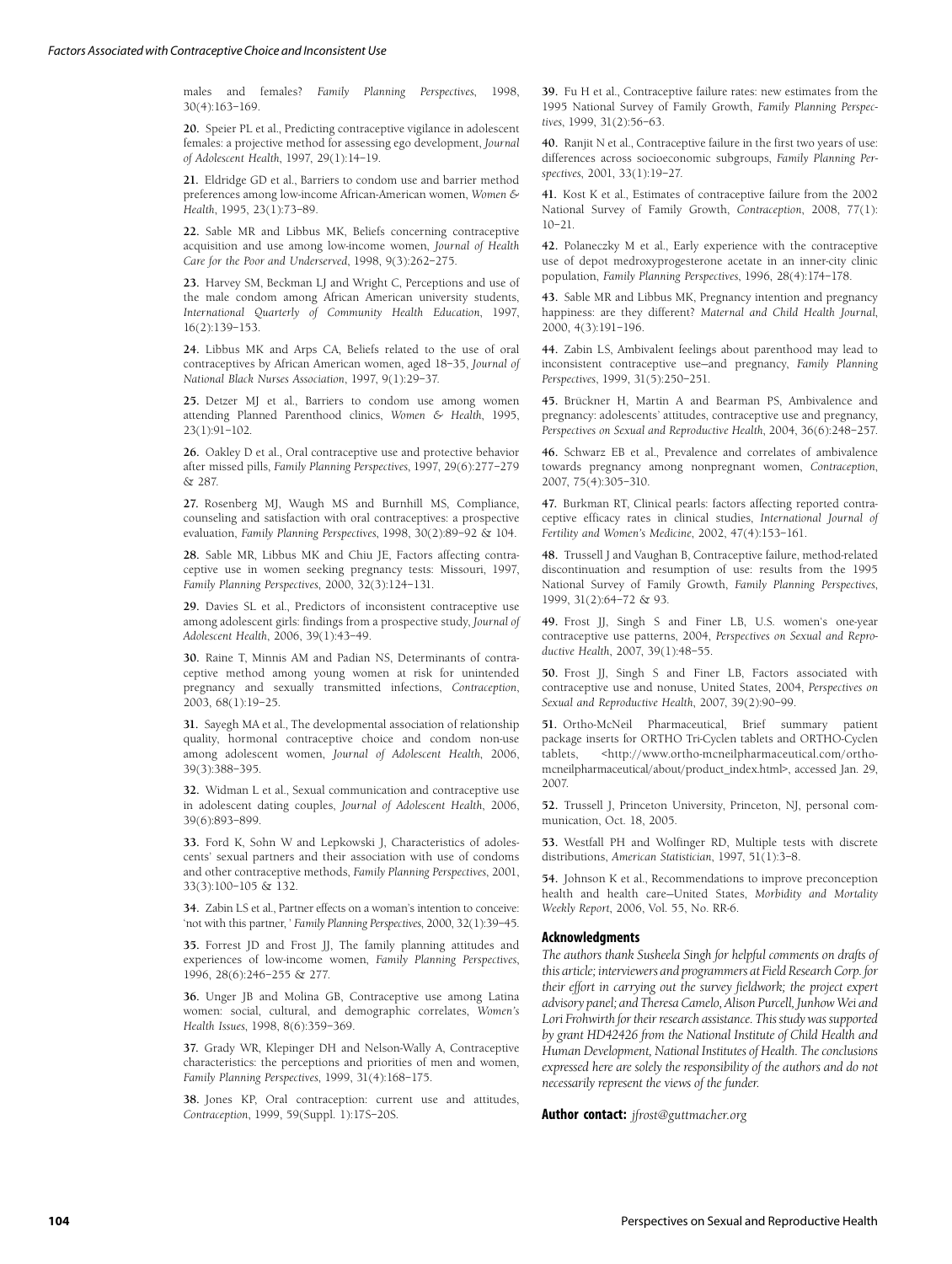males and females? *Family Planning Perspectives*, 1998, 30(4):163–169.

**20.** Speier PL et al., Predicting contraceptive vigilance in adolescent females: a projective method for assessing ego development, *Journal of Adolescent Health*, 1997, 29(1):14–19.

**21.** Eldridge GD et al., Barriers to condom use and barrier method preferences among low-income African-American women, *Women & Health*, 1995, 23(1):73–89.

**22.** Sable MR and Libbus MK, Beliefs concerning contraceptive acquisition and use among low-income women, *Journal of Health Care for the Poor and Underserved*, 1998, 9(3):262–275.

**23.** Harvey SM, Beckman LJ and Wright C, Perceptions and use of the male condom among African American university students, *International Quarterly of Community Health Education*, 1997, 16(2):139–153.

**24.** Libbus MK and Arps CA, Beliefs related to the use of oral contraceptives by African American women, aged 18–35, *Journal of National Black Nurses Association*, 1997, 9(1):29–37.

**25.** Detzer MJ et al., Barriers to condom use among women attending Planned Parenthood clinics, *Women & Health*, 1995, 23(1):91–102.

**26.** Oakley D et al., Oral contraceptive use and protective behavior after missed pills, *Family Planning Perspectives*, 1997, 29(6):277–279 & 287.

**27.** Rosenberg MJ, Waugh MS and Burnhill MS, Compliance, counseling and satisfaction with oral contraceptives: a prospective evaluation, *Family Planning Perspectives*, 1998, 30(2):89–92 & 104.

**28.** Sable MR, Libbus MK and Chiu JE, Factors affecting contraceptive use in women seeking pregnancy tests: Missouri, 1997, *Family Planning Perspectives*, 2000, 32(3):124–131.

**29.** Davies SL et al., Predictors of inconsistent contraceptive use among adolescent girls: findings from a prospective study, *Journal of Adolescent Health*, 2006, 39(1):43–49.

**30.** Raine T, Minnis AM and Padian NS, Determinants of contraceptive method among young women at risk for unintended pregnancy and sexually transmitted infections, *Contraception*, 2003, 68(1):19–25.

**31.** Sayegh MA et al., The developmental association of relationship quality, hormonal contraceptive choice and condom non-use among adolescent women, *Journal of Adolescent Health*, 2006, 39(3):388–395.

**32.** Widman L et al., Sexual communication and contraceptive use in adolescent dating couples, *Journal of Adolescent Health*, 2006, 39(6):893–899.

**33.** Ford K, Sohn W and Lepkowski J, Characteristics of adolescents' sexual partners and their association with use of condoms and other contraceptive methods, *Family Planning Perspectives*, 2001, 33(3):100–105 & 132.

**34.** Zabin LS et al., Partner effects on a woman's intention to conceive: 'not with this partner,' *Family Planning Perspectives*, 2000, 32(1):39–45.

**35.** Forrest JD and Frost JJ, The family planning attitudes and experiences of low-income women, *Family Planning Perspectives*, 1996, 28(6):246–255 & 277.

**36.** Unger JB and Molina GB, Contraceptive use among Latina women: social, cultural, and demographic correlates, *Women's Health Issues*, 1998, 8(6):359–369.

**37.** Grady WR, Klepinger DH and Nelson-Wally A, Contraceptive characteristics: the perceptions and priorities of men and women, *Family Planning Perspectives*, 1999, 31(4):168–175.

**38.** Jones KP, Oral contraception: current use and attitudes, *Contraception*, 1999, 59(Suppl. 1):17S–20S.

**39.** Fu H et al., Contraceptive failure rates: new estimates from the 1995 National Survey of Family Growth, *Family Planning Perspectives*, 1999, 31(2):56–63.

**40.** Ranjit N et al., Contraceptive failure in the first two years of use: differences across socioeconomic subgroups, *Family Planning Perspectives*, 2001, 33(1):19–27.

**41.** Kost K et al., Estimates of contraceptive failure from the 2002 National Survey of Family Growth, *Contraception*, 2008, 77(1): 10–21.

**42.** Polaneczky M et al., Early experience with the contraceptive use of depot medroxyprogesterone acetate in an inner-city clinic population, *Family Planning Perspectives*, 1996, 28(4):174–178.

**43.** Sable MR and Libbus MK, Pregnancy intention and pregnancy happiness: are they different? *Maternal and Child Health Journal*, 2000, 4(3):191–196.

**44.** Zabin LS, Ambivalent feelings about parenthood may lead to inconsistent contraceptive use—and pregnancy, *Family Planning Perspectives*, 1999, 31(5):250–251.

**45.** Brückner H, Martin A and Bearman PS, Ambivalence and pregnancy: adolescents' attitudes, contraceptive use and pregnancy, *Perspectives on Sexual and Reproductive Health*, 2004, 36(6):248–257.

**46.** Schwarz EB et al., Prevalence and correlates of ambivalence towards pregnancy among nonpregnant women, *Contraception*, 2007, 75(4):305–310.

**47.** Burkman RT, Clinical pearls: factors affecting reported contraceptive efficacy rates in clinical studies, *International Journal of Fertility and Women's Medicine*, 2002, 47(4):153–161.

**48.** Trussell J and Vaughan B, Contraceptive failure, method-related discontinuation and resumption of use: results from the 1995 National Survey of Family Growth, *Family Planning Perspectives*, 1999, 31(2):64–72 & 93.

**49.** Frost JJ, Singh S and Finer LB, U.S. women's one-year contraceptive use patterns, 2004, *Perspectives on Sexual and Reproductive Health*, 2007, 39(1):48–55.

**50.** Frost JJ, Singh S and Finer LB, Factors associated with contraceptive use and nonuse, United States, 2004, *Perspectives on Sexual and Reproductive Health*, 2007, 39(2):90–99.

**51.** Ortho-McNeil Pharmaceutical, Brief summary patient package inserts for ORTHO Tri-Cyclen tablets and ORTHO-Cyclen tablets, <http://www.ortho-mcneilpharmaceutical.com/ortho-mcneilpharmaceutical/about/product_index.html>, accessed Jan. 29, 2007.

**52.** Trussell J, Princeton University, Princeton, NJ, personal communication, Oct. 18, 2005.

**53.** Westfall PH and Wolfinger RD, Multiple tests with discrete distributions, *American Statistician*, 1997, 51(1):3–8.

**54.** Johnson K et al., Recommendations to improve preconception health and health care—United States, *Morbidity and Mortality Weekly Report*, 2006, Vol. 55, No. RR-6.

## Acknowledgments

*The authors thank Susheela Singh for helpful comments on drafts of this article; interviewers and programmers at Field Research Corp. for their effort in carrying out the survey fieldwork; the project expert advisory panel; and Theresa Camelo, Alison Purcell, Junhow Wei and Lori Frohwirth for their research assistance. This study was supported by grant HD42426 from the National Institute of Child Health and Human Development, National Institutes of Health. The conclusions expressed here are solely the responsibility of the authors and do not necessarily represent the views of the funder.*

**Author contact:** *jfrost@guttmacher.org*